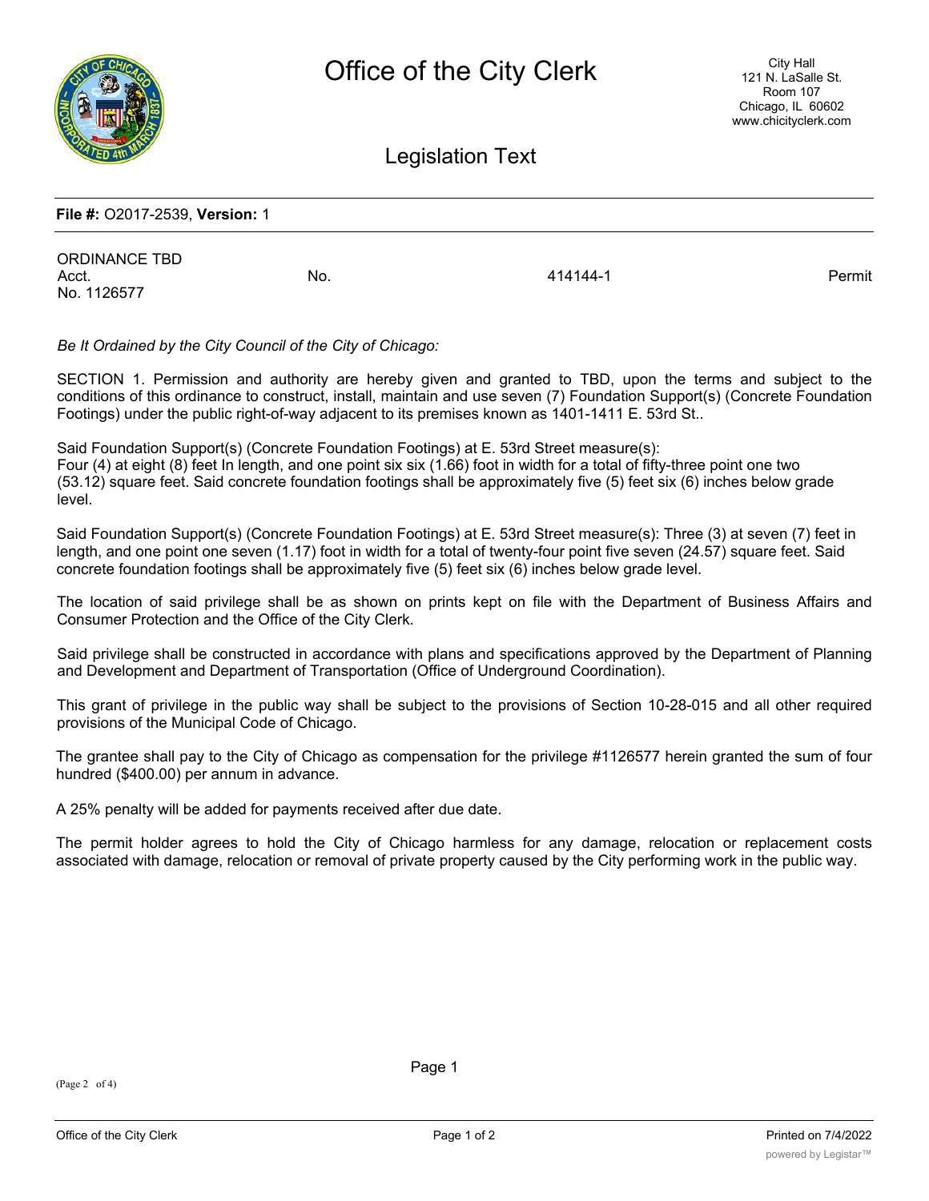# Office of the City Clerk

City Hall
121 N. LaSalle St.
Room 107
Chicago, IL 60602
www.chicityclerk.com

## Legislation Text

**File #:** O2017-2539, **Version:** 1

ORDINANCE TBD
Acct. No. 414144-1 Permit No. 1126577

*Be It Ordained by the City Council of the City of Chicago:*

SECTION 1. Permission and authority are hereby given and granted to TBD, upon the terms and subject to the conditions of this ordinance to construct, install, maintain and use seven (7) Foundation Support(s) (Concrete Foundation Footings) under the public right-of-way adjacent to its premises known as 1401-1411 E. 53rd St..

Said Foundation Support(s) (Concrete Foundation Footings) at E. 53rd Street measure(s):
Four (4) at eight (8) feet In length, and one point six six (1.66) foot in width for a total of fifty-three point one two (53.12) square feet. Said concrete foundation footings shall be approximately five (5) feet six (6) inches below grade level.

Said Foundation Support(s) (Concrete Foundation Footings) at E. 53rd Street measure(s): Three (3) at seven (7) feet in length, and one point one seven (1.17) foot in width for a total of twenty-four point five seven (24.57) square feet. Said concrete foundation footings shall be approximately five (5) feet six (6) inches below grade level.

The location of said privilege shall be as shown on prints kept on file with the Department of Business Affairs and Consumer Protection and the Office of the City Clerk.

Said privilege shall be constructed in accordance with plans and specifications approved by the Department of Planning and Development and Department of Transportation (Office of Underground Coordination).

This grant of privilege in the public way shall be subject to the provisions of Section 10-28-015 and all other required provisions of the Municipal Code of Chicago.

The grantee shall pay to the City of Chicago as compensation for the privilege #1126577 herein granted the sum of four hundred ($400.00) per annum in advance.

A 25% penalty will be added for payments received after due date.

The permit holder agrees to hold the City of Chicago harmless for any damage, relocation or replacement costs associated with damage, relocation or removal of private property caused by the City performing work in the public way.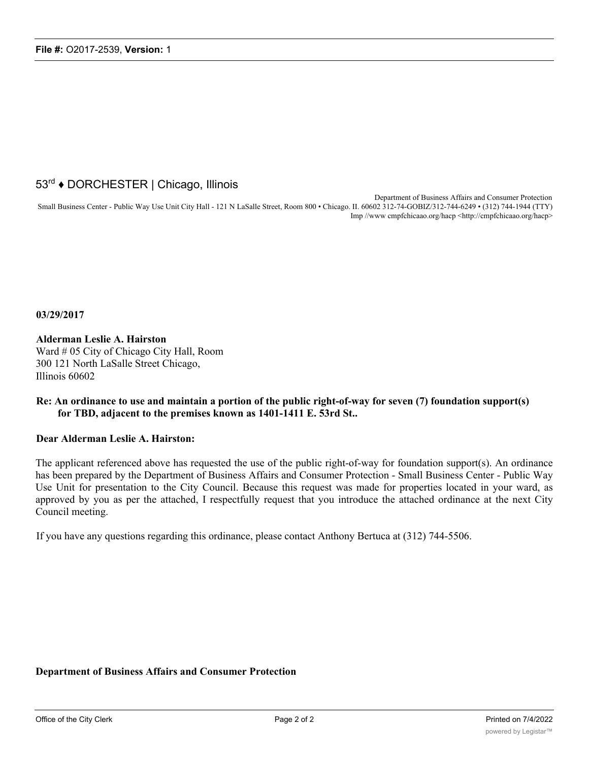53rd ♦ DORCHESTER | Chicago, Illinois

Department of Business Affairs and Consumer Protection
Small Business Center - Public Way Use Unit City Hall - 121 N LaSalle Street, Room 800 • Chicago. II. 60602 312-74-GOBIZ/312-744-6249 • (312) 744-1944 (TTY)
Imp //www cmpfchicaao.org/hacp <http://cmpfchicaao.org/hacp>

**03/29/2017**

**Alderman Leslie A. Hairston**
Ward # 05 City of Chicago City Hall, Room
300 121 North LaSalle Street Chicago,
Illinois 60602

**Re: An ordinance to use and maintain a portion of the public right-of-way for seven (7) foundation support(s) for TBD, adjacent to the premises known as 1401-1411 E. 53rd St..**

**Dear Alderman Leslie A. Hairston:**

The applicant referenced above has requested the use of the public right-of-way for foundation support(s). An ordinance has been prepared by the Department of Business Affairs and Consumer Protection - Small Business Center - Public Way Use Unit for presentation to the City Council. Because this request was made for properties located in your ward, as approved by you as per the attached, I respectfully request that you introduce the attached ordinance at the next City Council meeting.

If you have any questions regarding this ordinance, please contact Anthony Bertuca at (312) 744-5506.

**Department of Business Affairs and Consumer Protection**